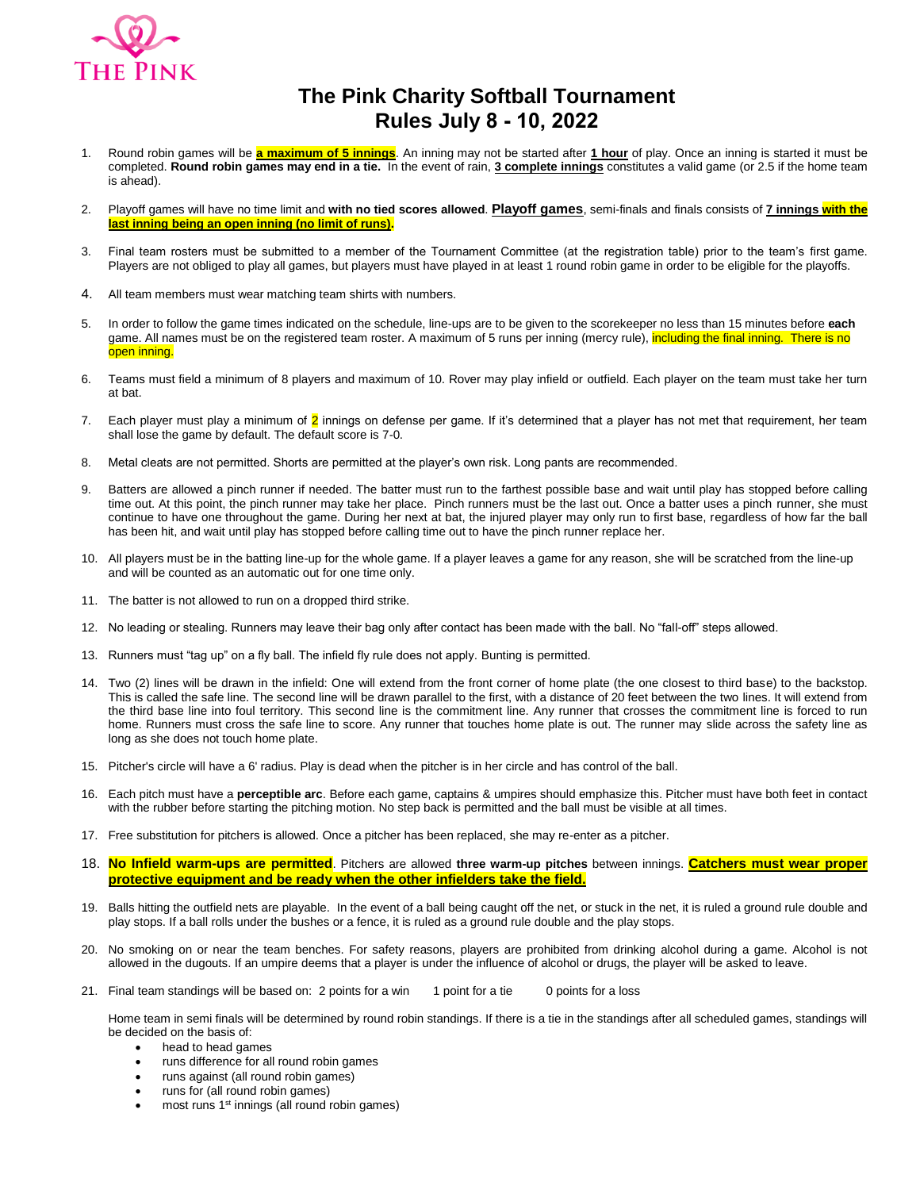THE PINK

# The Pink Charity Softball Tournament
# Rules July 8 - 10, 2022

1. Round robin games will be **<u>a maximum of 5 innings</u>**. An inning may not be started after **<u>1 hour</u>** of play. Once an inning is started it must be completed. **Round robin games may end in a tie.** In the event of rain, **<u>3 complete innings</u>** constitutes a valid game (or 2.5 if the home team is ahead).

2. Playoff games will have no time limit and **with no tied scores allowed**. **<u>Playoff games</u>**, semi-finals and finals consists of **<u>7 innings with the last inning being an open inning (no limit of runs)</u>.**

3. Final team rosters must be submitted to a member of the Tournament Committee (at the registration table) prior to the team's first game. Players are not obliged to play all games, but players must have played in at least 1 round robin game in order to be eligible for the playoffs.

4. All team members must wear matching team shirts with numbers.

5. In order to follow the game times indicated on the schedule, line-ups are to be given to the scorekeeper no less than 15 minutes before **each** game. All names must be on the registered team roster. A maximum of 5 runs per inning (mercy rule), including the final inning. There is no open inning.

6. Teams must field a minimum of 8 players and maximum of 10. Rover may play infield or outfield. Each player on the team must take her turn at bat.

7. Each player must play a minimum of 2 innings on defense per game. If it's determined that a player has not met that requirement, her team shall lose the game by default. The default score is 7-0.

8. Metal cleats are not permitted. Shorts are permitted at the player's own risk. Long pants are recommended.

9. Batters are allowed a pinch runner if needed. The batter must run to the farthest possible base and wait until play has stopped before calling time out. At this point, the pinch runner may take her place. Pinch runners must be the last out. Once a batter uses a pinch runner, she must continue to have one throughout the game. During her next at bat, the injured player may only run to first base, regardless of how far the ball has been hit, and wait until play has stopped before calling time out to have the pinch runner replace her.

10. All players must be in the batting line-up for the whole game. If a player leaves a game for any reason, she will be scratched from the line-up and will be counted as an automatic out for one time only.

11. The batter is not allowed to run on a dropped third strike.

12. No leading or stealing. Runners may leave their bag only after contact has been made with the ball. No "fall-off" steps allowed.

13. Runners must "tag up" on a fly ball. The infield fly rule does not apply. Bunting is permitted.

14. Two (2) lines will be drawn in the infield: One will extend from the front corner of home plate (the one closest to third base) to the backstop. This is called the safe line. The second line will be drawn parallel to the first, with a distance of 20 feet between the two lines. It will extend from the third base line into foul territory. This second line is the commitment line. Any runner that crosses the commitment line is forced to run home. Runners must cross the safe line to score. Any runner that touches home plate is out. The runner may slide across the safety line as long as she does not touch home plate.

15. Pitcher's circle will have a 6' radius. Play is dead when the pitcher is in her circle and has control of the ball.

16. Each pitch must have a **perceptible arc**. Before each game, captains & umpires should emphasize this. Pitcher must have both feet in contact with the rubber before starting the pitching motion. No step back is permitted and the ball must be visible at all times.

17. Free substitution for pitchers is allowed. Once a pitcher has been replaced, she may re-enter as a pitcher.

18. **No Infield warm-ups are permitted**. Pitchers are allowed **three warm-up pitches** between innings. **<u>Catchers must wear proper protective equipment and be ready when the other infielders take the field.</u>**

19. Balls hitting the outfield nets are playable. In the event of a ball being caught off the net, or stuck in the net, it is ruled a ground rule double and play stops. If a ball rolls under the bushes or a fence, it is ruled as a ground rule double and the play stops.

20. No smoking on or near the team benches. For safety reasons, players are prohibited from drinking alcohol during a game. Alcohol is not allowed in the dugouts. If an umpire deems that a player is under the influence of alcohol or drugs, the player will be asked to leave.

21. Final team standings will be based on: 2 points for a win 1 point for a tie 0 points for a loss

    Home team in semi finals will be determined by round robin standings. If there is a tie in the standings after all scheduled games, standings will be decided on the basis of:
    - head to head games
    - runs difference for all round robin games
    - runs against (all round robin games)
    - runs for (all round robin games)
    - most runs 1st innings (all round robin games)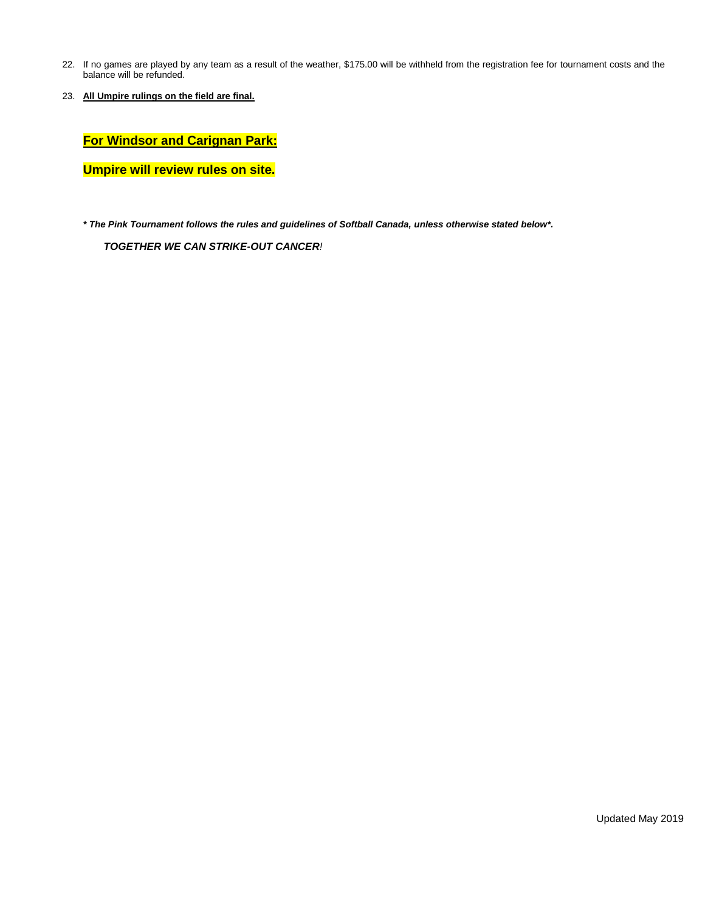22. If no games are played by any team as a result of the weather, $175.00 will be withheld from the registration fee for tournament costs and the balance will be refunded.

23. **All Umpire rulings on the field are final.**

**For Windsor and Carignan Park:**

**Umpire will review rules on site.**

***\* The Pink Tournament follows the rules and guidelines of Softball Canada, unless otherwise stated below\*.***

***TOGETHER WE CAN STRIKE-OUT CANCER!***

Updated May 2019